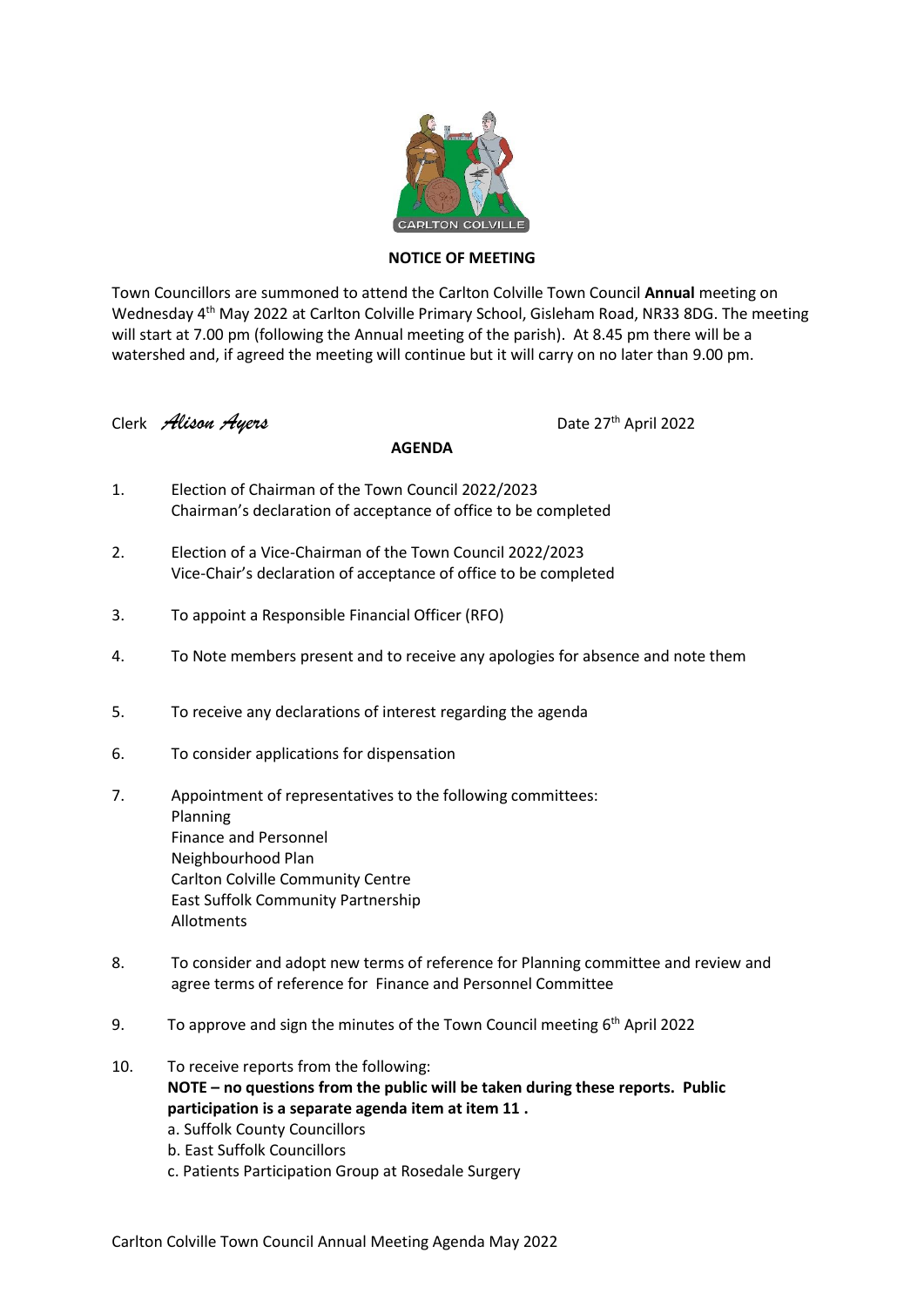**NOTICE OF MEETING**

Town Councillors are summoned to attend the Carlton Colville Town Council **Annual** meeting on Wednesday 4th May 2022 at Carlton Colville Primary School, Gisleham Road, NR33 8DG. The meeting will start at 7.00 pm (following the Annual meeting of the parish). At 8.45 pm there will be a watershed and, if agreed the meeting will continue but it will carry on no later than 9.00 pm.

Clerk *Alison Ayers* Date 27th April 2022

**AGENDA**

1. Election of Chairman of the Town Council 2022/2023
   Chairman's declaration of acceptance of office to be completed

2. Election of a Vice-Chairman of the Town Council 2022/2023
   Vice-Chair's declaration of acceptance of office to be completed

3. To appoint a Responsible Financial Officer (RFO)

4. To Note members present and to receive any apologies for absence and note them

5. To receive any declarations of interest regarding the agenda

6. To consider applications for dispensation

7. Appointment of representatives to the following committees:
   Planning
   Finance and Personnel
   Neighbourhood Plan
   Carlton Colville Community Centre
   East Suffolk Community Partnership
   Allotments

8. To consider and adopt new terms of reference for Planning committee and review and agree terms of reference for Finance and Personnel Committee

9. To approve and sign the minutes of the Town Council meeting 6th April 2022

10. To receive reports from the following:
    **NOTE – no questions from the public will be taken during these reports. Public participation is a separate agenda item at item 11 .**
    a. Suffolk County Councillors
    b. East Suffolk Councillors
    c. Patients Participation Group at Rosedale Surgery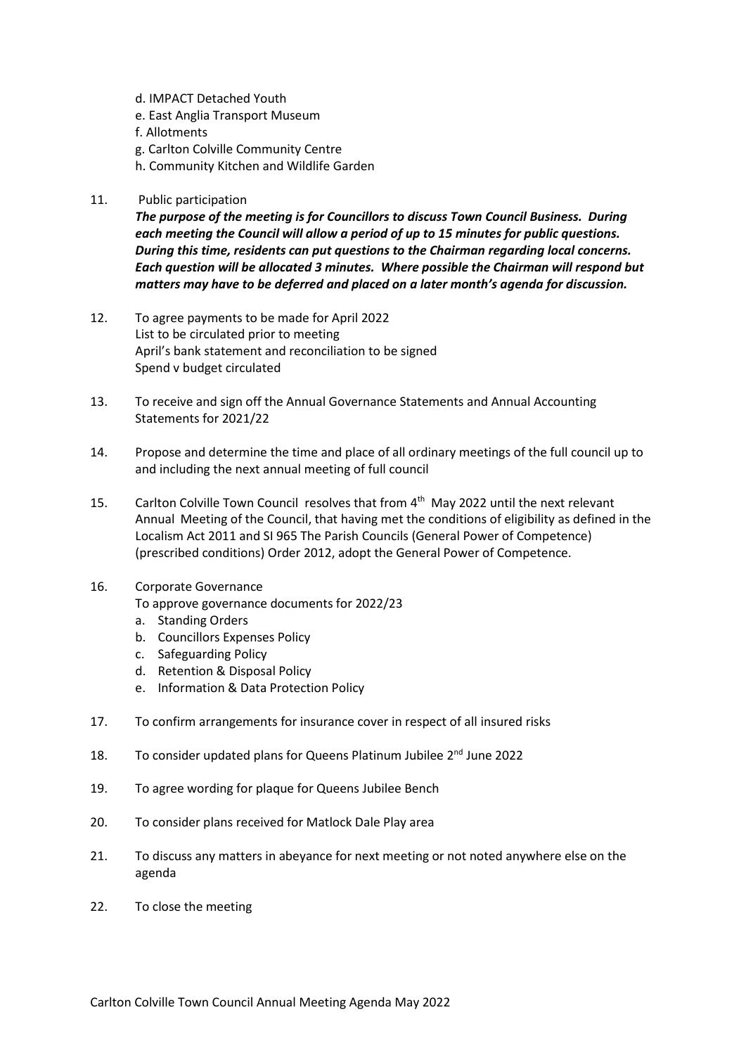d. IMPACT Detached Youth
e. East Anglia Transport Museum
f. Allotments
g. Carlton Colville Community Centre
h. Community Kitchen and Wildlife Garden

11. Public participation
    ***The purpose of the meeting is for Councillors to discuss Town Council Business. During each meeting the Council will allow a period of up to 15 minutes for public questions. During this time, residents can put questions to the Chairman regarding local concerns. Each question will be allocated 3 minutes. Where possible the Chairman will respond but matters may have to be deferred and placed on a later month's agenda for discussion.***

12. To agree payments to be made for April 2022
    List to be circulated prior to meeting
    April's bank statement and reconciliation to be signed
    Spend v budget circulated

13. To receive and sign off the Annual Governance Statements and Annual Accounting Statements for 2021/22

14. Propose and determine the time and place of all ordinary meetings of the full council up to and including the next annual meeting of full council

15. Carlton Colville Town Council resolves that from 4th May 2022 until the next relevant Annual Meeting of the Council, that having met the conditions of eligibility as defined in the Localism Act 2011 and SI 965 The Parish Councils (General Power of Competence) (prescribed conditions) Order 2012, adopt the General Power of Competence.

16. Corporate Governance
    To approve governance documents for 2022/23
    a. Standing Orders
    b. Councillors Expenses Policy
    c. Safeguarding Policy
    d. Retention & Disposal Policy
    e. Information & Data Protection Policy

17. To confirm arrangements for insurance cover in respect of all insured risks

18. To consider updated plans for Queens Platinum Jubilee 2nd June 2022

19. To agree wording for plaque for Queens Jubilee Bench

20. To consider plans received for Matlock Dale Play area

21. To discuss any matters in abeyance for next meeting or not noted anywhere else on the agenda

22. To close the meeting